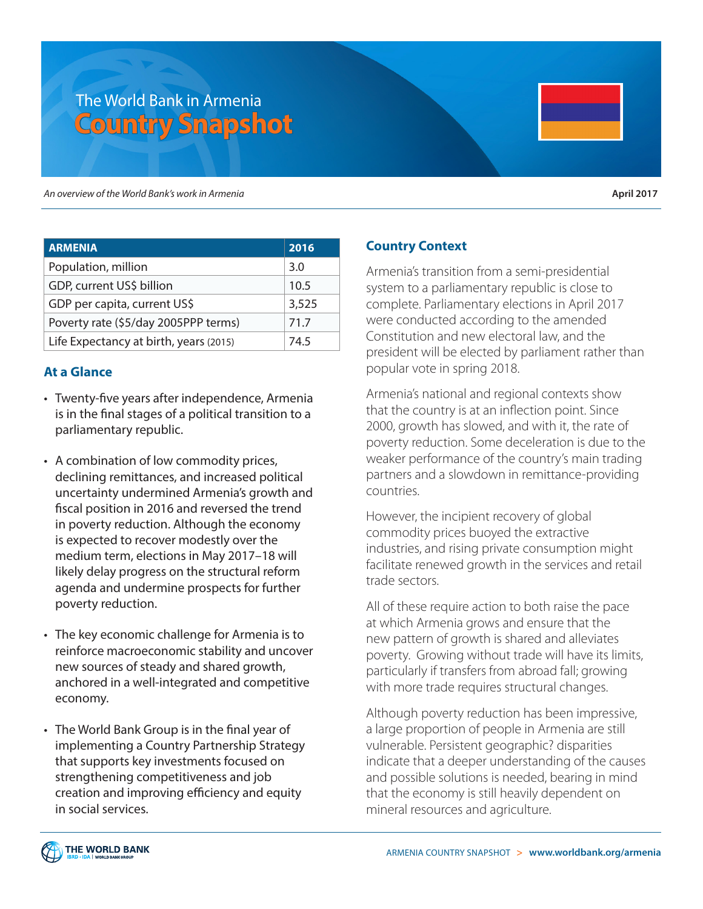# The World Bank in Armenia
# Country Snapshot

*An overview of the World Bank's work in Armenia*

**April 2017**

| ARMENIA | 2016 |
|---|---|
| Population, million | 3.0 |
| GDP, current US$ billion | 10.5 |
| GDP per capita, current US$ | 3,525 |
| Poverty rate ($5/day 2005PPP terms) | 71.7 |
| Life Expectancy at birth, years (2015) | 74.5 |

## At a Glance

- Twenty-five years after independence, Armenia is in the final stages of a political transition to a parliamentary republic.
- A combination of low commodity prices, declining remittances, and increased political uncertainty undermined Armenia's growth and fiscal position in 2016 and reversed the trend in poverty reduction. Although the economy is expected to recover modestly over the medium term, elections in May 2017–18 will likely delay progress on the structural reform agenda and undermine prospects for further poverty reduction.
- The key economic challenge for Armenia is to reinforce macroeconomic stability and uncover new sources of steady and shared growth, anchored in a well-integrated and competitive economy.
- The World Bank Group is in the final year of implementing a Country Partnership Strategy that supports key investments focused on strengthening competitiveness and job creation and improving efficiency and equity in social services.

## Country Context

Armenia's transition from a semi-presidential system to a parliamentary republic is close to complete. Parliamentary elections in April 2017 were conducted according to the amended Constitution and new electoral law, and the president will be elected by parliament rather than popular vote in spring 2018.

Armenia's national and regional contexts show that the country is at an inflection point. Since 2000, growth has slowed, and with it, the rate of poverty reduction. Some deceleration is due to the weaker performance of the country's main trading partners and a slowdown in remittance-providing countries.

However, the incipient recovery of global commodity prices buoyed the extractive industries, and rising private consumption might facilitate renewed growth in the services and retail trade sectors.

All of these require action to both raise the pace at which Armenia grows and ensure that the new pattern of growth is shared and alleviates poverty. Growing without trade will have its limits, particularly if transfers from abroad fall; growing with more trade requires structural changes.

Although poverty reduction has been impressive, a large proportion of people in Armenia are still vulnerable. Persistent geographic? disparities indicate that a deeper understanding of the causes and possible solutions is needed, bearing in mind that the economy is still heavily dependent on mineral resources and agriculture.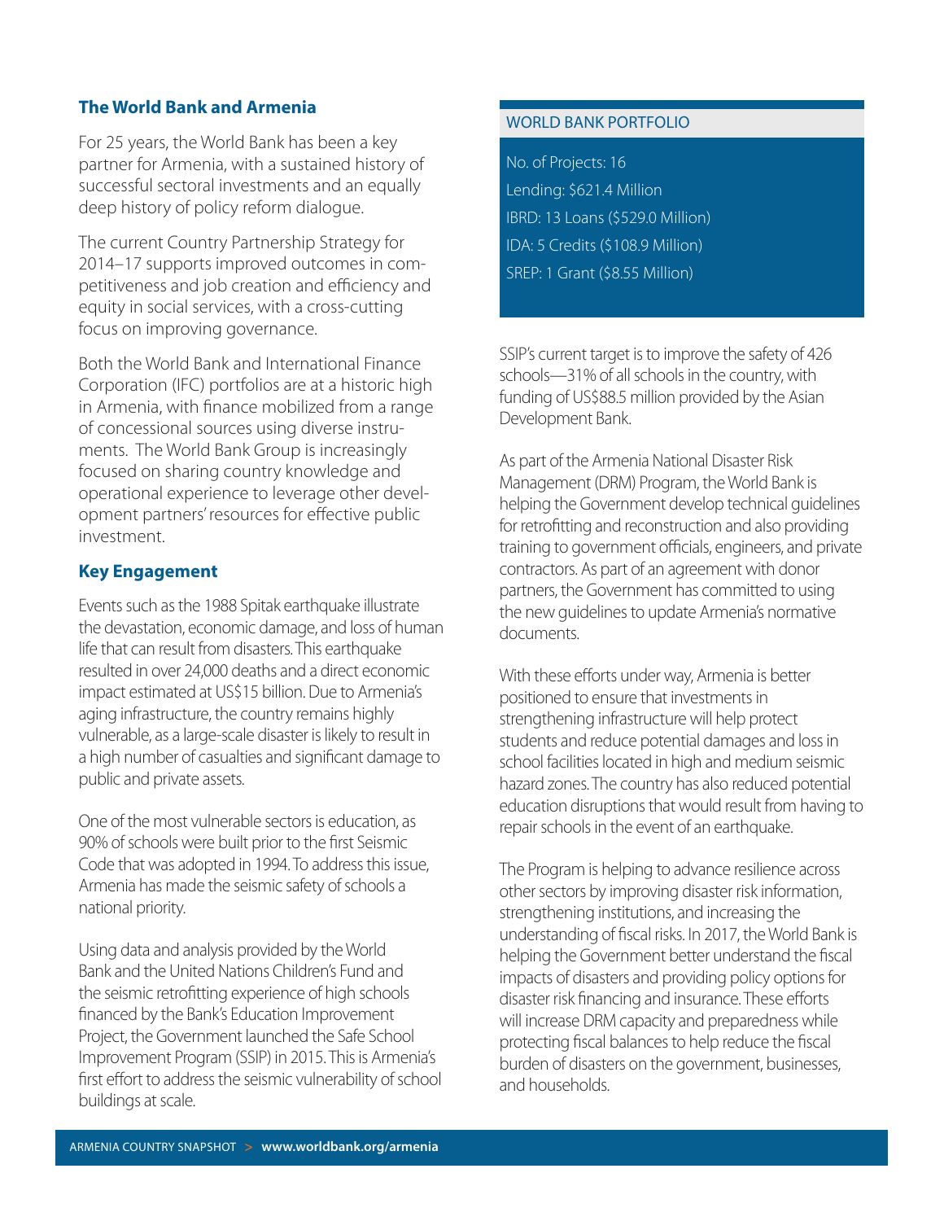## The World Bank and Armenia

For 25 years, the World Bank has been a key partner for Armenia, with a sustained history of successful sectoral investments and an equally deep history of policy reform dialogue.

The current Country Partnership Strategy for 2014–17 supports improved outcomes in competitiveness and job creation and efficiency and equity in social services, with a cross-cutting focus on improving governance.

Both the World Bank and International Finance Corporation (IFC) portfolios are at a historic high in Armenia, with finance mobilized from a range of concessional sources using diverse instruments. The World Bank Group is increasingly focused on sharing country knowledge and operational experience to leverage other development partners' resources for effective public investment.

## Key Engagement

Events such as the 1988 Spitak earthquake illustrate the devastation, economic damage, and loss of human life that can result from disasters. This earthquake resulted in over 24,000 deaths and a direct economic impact estimated at US$15 billion. Due to Armenia's aging infrastructure, the country remains highly vulnerable, as a large-scale disaster is likely to result in a high number of casualties and significant damage to public and private assets.

One of the most vulnerable sectors is education, as 90% of schools were built prior to the first Seismic Code that was adopted in 1994. To address this issue, Armenia has made the seismic safety of schools a national priority.

Using data and analysis provided by the World Bank and the United Nations Children's Fund and the seismic retrofitting experience of high schools financed by the Bank's Education Improvement Project, the Government launched the Safe School Improvement Program (SSIP) in 2015. This is Armenia's first effort to address the seismic vulnerability of school buildings at scale.

### WORLD BANK PORTFOLIO

No. of Projects: 16

Lending: $621.4 Million

IBRD: 13 Loans ($529.0 Million)

IDA: 5 Credits ($108.9 Million)

SREP: 1 Grant ($8.55 Million)

SSIP's current target is to improve the safety of 426 schools—31% of all schools in the country, with funding of US$88.5 million provided by the Asian Development Bank.

As part of the Armenia National Disaster Risk Management (DRM) Program, the World Bank is helping the Government develop technical guidelines for retrofitting and reconstruction and also providing training to government officials, engineers, and private contractors. As part of an agreement with donor partners, the Government has committed to using the new guidelines to update Armenia's normative documents.

With these efforts under way, Armenia is better positioned to ensure that investments in strengthening infrastructure will help protect students and reduce potential damages and loss in school facilities located in high and medium seismic hazard zones. The country has also reduced potential education disruptions that would result from having to repair schools in the event of an earthquake.

The Program is helping to advance resilience across other sectors by improving disaster risk information, strengthening institutions, and increasing the understanding of fiscal risks. In 2017, the World Bank is helping the Government better understand the fiscal impacts of disasters and providing policy options for disaster risk financing and insurance. These efforts will increase DRM capacity and preparedness while protecting fiscal balances to help reduce the fiscal burden of disasters on the government, businesses, and households.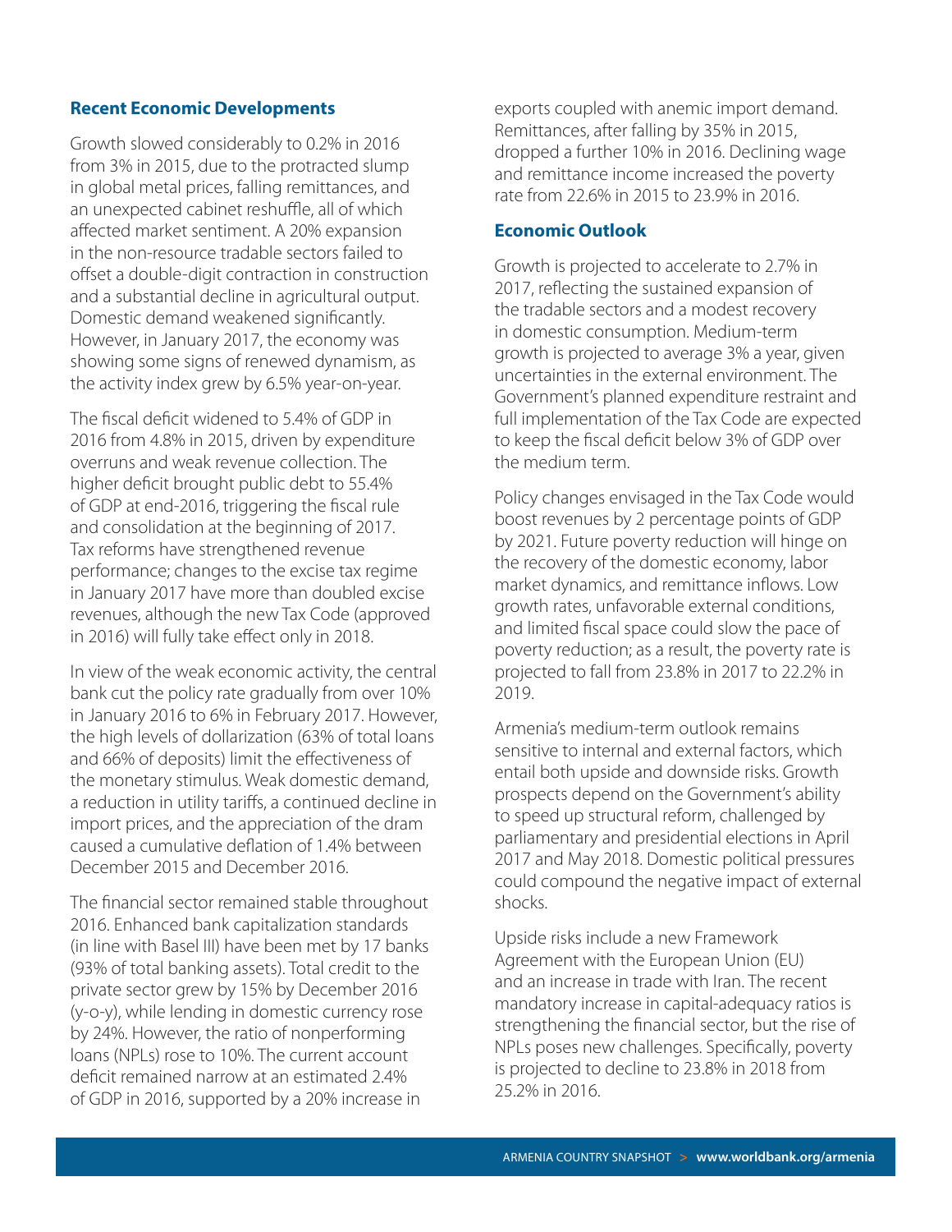## Recent Economic Developments

Growth slowed considerably to 0.2% in 2016 from 3% in 2015, due to the protracted slump in global metal prices, falling remittances, and an unexpected cabinet reshuffle, all of which affected market sentiment. A 20% expansion in the non-resource tradable sectors failed to offset a double-digit contraction in construction and a substantial decline in agricultural output. Domestic demand weakened significantly. However, in January 2017, the economy was showing some signs of renewed dynamism, as the activity index grew by 6.5% year-on-year.

The fiscal deficit widened to 5.4% of GDP in 2016 from 4.8% in 2015, driven by expenditure overruns and weak revenue collection. The higher deficit brought public debt to 55.4% of GDP at end-2016, triggering the fiscal rule and consolidation at the beginning of 2017. Tax reforms have strengthened revenue performance; changes to the excise tax regime in January 2017 have more than doubled excise revenues, although the new Tax Code (approved in 2016) will fully take effect only in 2018.

In view of the weak economic activity, the central bank cut the policy rate gradually from over 10% in January 2016 to 6% in February 2017. However, the high levels of dollarization (63% of total loans and 66% of deposits) limit the effectiveness of the monetary stimulus. Weak domestic demand, a reduction in utility tariffs, a continued decline in import prices, and the appreciation of the dram caused a cumulative deflation of 1.4% between December 2015 and December 2016.

The financial sector remained stable throughout 2016. Enhanced bank capitalization standards (in line with Basel III) have been met by 17 banks (93% of total banking assets). Total credit to the private sector grew by 15% by December 2016 (y-o-y), while lending in domestic currency rose by 24%. However, the ratio of nonperforming loans (NPLs) rose to 10%. The current account deficit remained narrow at an estimated 2.4% of GDP in 2016, supported by a 20% increase in exports coupled with anemic import demand. Remittances, after falling by 35% in 2015, dropped a further 10% in 2016. Declining wage and remittance income increased the poverty rate from 22.6% in 2015 to 23.9% in 2016.

## Economic Outlook

Growth is projected to accelerate to 2.7% in 2017, reflecting the sustained expansion of the tradable sectors and a modest recovery in domestic consumption. Medium-term growth is projected to average 3% a year, given uncertainties in the external environment. The Government's planned expenditure restraint and full implementation of the Tax Code are expected to keep the fiscal deficit below 3% of GDP over the medium term.

Policy changes envisaged in the Tax Code would boost revenues by 2 percentage points of GDP by 2021. Future poverty reduction will hinge on the recovery of the domestic economy, labor market dynamics, and remittance inflows. Low growth rates, unfavorable external conditions, and limited fiscal space could slow the pace of poverty reduction; as a result, the poverty rate is projected to fall from 23.8% in 2017 to 22.2% in 2019.

Armenia's medium-term outlook remains sensitive to internal and external factors, which entail both upside and downside risks. Growth prospects depend on the Government's ability to speed up structural reform, challenged by parliamentary and presidential elections in April 2017 and May 2018. Domestic political pressures could compound the negative impact of external shocks.

Upside risks include a new Framework Agreement with the European Union (EU) and an increase in trade with Iran. The recent mandatory increase in capital-adequacy ratios is strengthening the financial sector, but the rise of NPLs poses new challenges. Specifically, poverty is projected to decline to 23.8% in 2018 from 25.2% in 2016.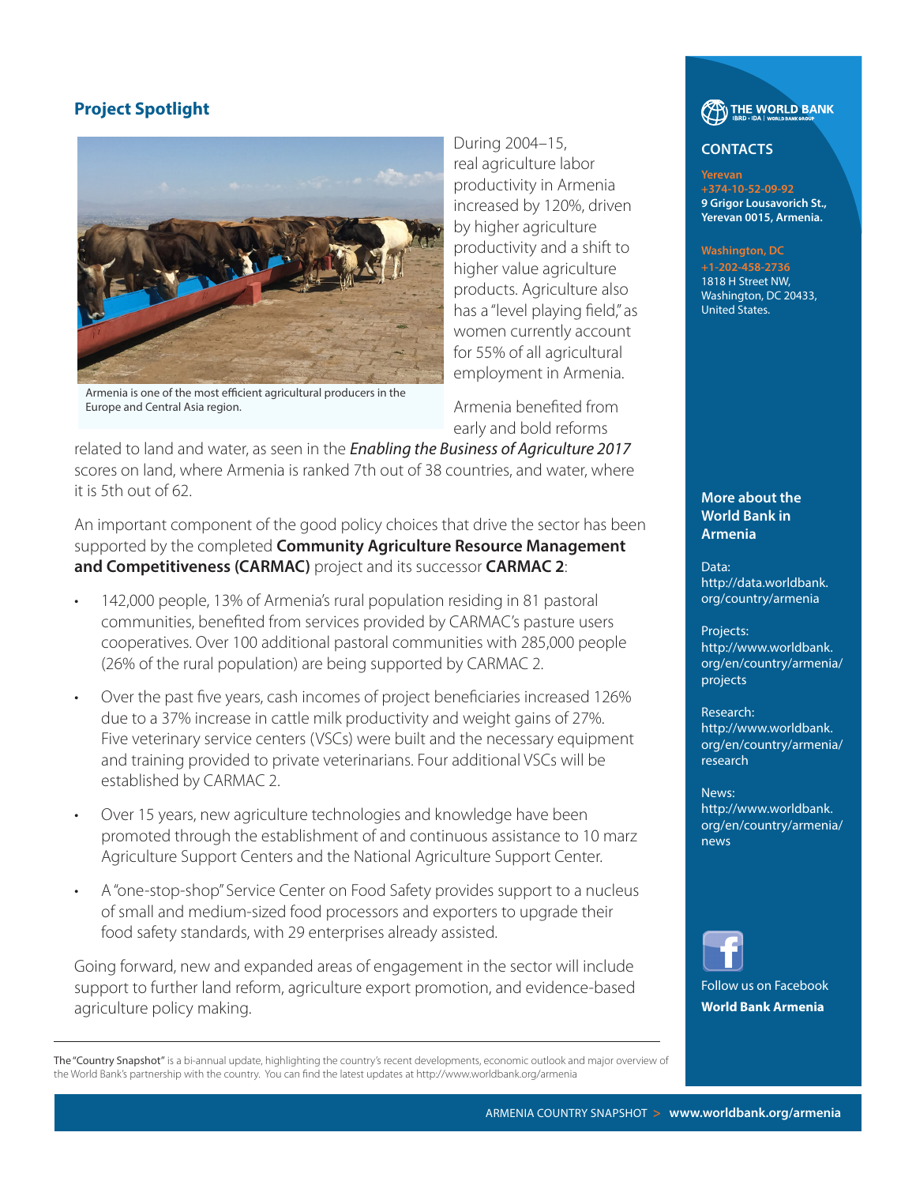## Project Spotlight

Armenia is one of the most efficient agricultural producers in the Europe and Central Asia region.

During 2004–15, real agriculture labor productivity in Armenia increased by 120%, driven by higher agriculture productivity and a shift to higher value agriculture products. Agriculture also has a "level playing field," as women currently account for 55% of all agricultural employment in Armenia.

Armenia benefited from early and bold reforms related to land and water, as seen in the *Enabling the Business of Agriculture 2017* scores on land, where Armenia is ranked 7th out of 38 countries, and water, where it is 5th out of 62.

An important component of the good policy choices that drive the sector has been supported by the completed **Community Agriculture Resource Management and Competitiveness (CARMAC)** project and its successor **CARMAC 2**:

- 142,000 people, 13% of Armenia's rural population residing in 81 pastoral communities, benefited from services provided by CARMAC's pasture users cooperatives. Over 100 additional pastoral communities with 285,000 people (26% of the rural population) are being supported by CARMAC 2.
- Over the past five years, cash incomes of project beneficiaries increased 126% due to a 37% increase in cattle milk productivity and weight gains of 27%. Five veterinary service centers (VSCs) were built and the necessary equipment and training provided to private veterinarians. Four additional VSCs will be established by CARMAC 2.
- Over 15 years, new agriculture technologies and knowledge have been promoted through the establishment of and continuous assistance to 10 marz Agriculture Support Centers and the National Agriculture Support Center.
- A "one-stop-shop" Service Center on Food Safety provides support to a nucleus of small and medium-sized food processors and exporters to upgrade their food safety standards, with 29 enterprises already assisted.

Going forward, new and expanded areas of engagement in the sector will include support to further land reform, agriculture export promotion, and evidence-based agriculture policy making.

The "Country Snapshot" is a bi-annual update, highlighting the country's recent developments, economic outlook and major overview of the World Bank's partnership with the country. You can find the latest updates at http://www.worldbank.org/armenia

THE WORLD BANK
IBRD • IDA | WORLD BANK GROUP

### CONTACTS

**Yerevan**
**+374-10-52-09-92**
**9 Grigor Lousavorich St., Yerevan 0015, Armenia.**

**Washington, DC**
**+1-202-458-2736**
1818 H Street NW,
Washington, DC 20433,
United States.

### More about the World Bank in Armenia

Data:
http://data.worldbank.org/country/armenia

Projects:
http://www.worldbank.org/en/country/armenia/projects

Research:
http://www.worldbank.org/en/country/armenia/research

News:
http://www.worldbank.org/en/country/armenia/news

Follow us on Facebook
**World Bank Armenia**

ARMENIA COUNTRY SNAPSHOT > **www.worldbank.org/armenia**